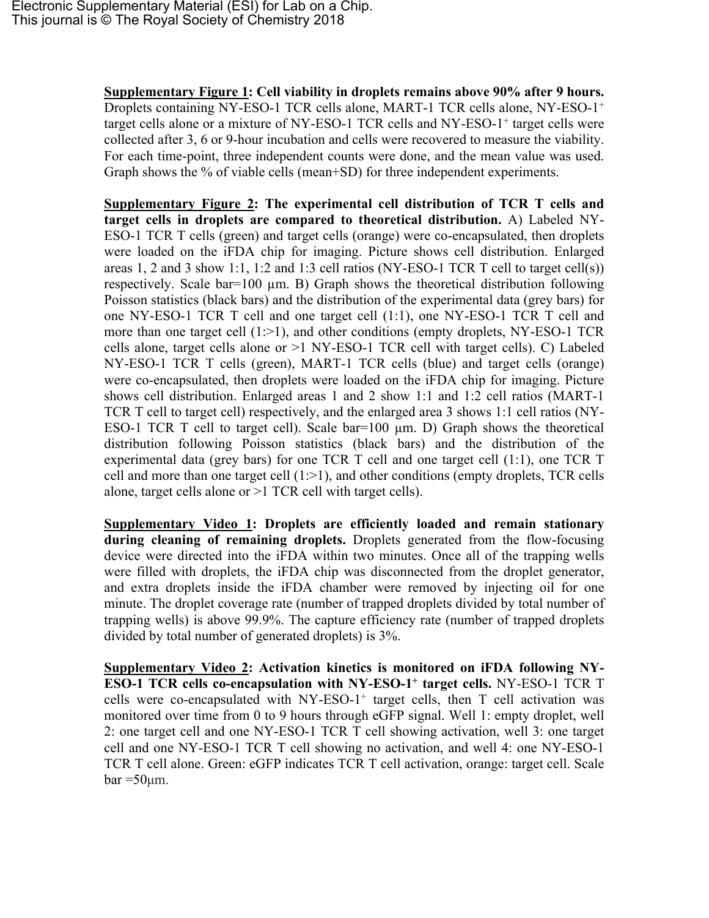**Supplementary Figure 1: Cell viability in droplets remains above 90% after 9 hours.** Droplets containing NY-ESO-1 TCR cells alone, MART-1 TCR cells alone, NY-ESO-1$^{+}$ target cells alone or a mixture of NY-ESO-1 TCR cells and NY-ESO-1$^{+}$ target cells were collected after 3, 6 or 9-hour incubation and cells were recovered to measure the viability. For each time-point, three independent counts were done, and the mean value was used. Graph shows the % of viable cells (mean+SD) for three independent experiments.

**Supplementary Figure 2: The experimental cell distribution of TCR T cells and target cells in droplets are compared to theoretical distribution.** A) Labeled NY-ESO-1 TCR T cells (green) and target cells (orange) were co-encapsulated, then droplets were loaded on the iFDA chip for imaging. Picture shows cell distribution. Enlarged areas 1, 2 and 3 show 1:1, 1:2 and 1:3 cell ratios (NY-ESO-1 TCR T cell to target cell(s)) respectively. Scale bar=100 μm. B) Graph shows the theoretical distribution following Poisson statistics (black bars) and the distribution of the experimental data (grey bars) for one NY-ESO-1 TCR T cell and one target cell (1:1), one NY-ESO-1 TCR T cell and more than one target cell (1:>1), and other conditions (empty droplets, NY-ESO-1 TCR cells alone, target cells alone or >1 NY-ESO-1 TCR cell with target cells). C) Labeled NY-ESO-1 TCR T cells (green), MART-1 TCR cells (blue) and target cells (orange) were co-encapsulated, then droplets were loaded on the iFDA chip for imaging. Picture shows cell distribution. Enlarged areas 1 and 2 show 1:1 and 1:2 cell ratios (MART-1 TCR T cell to target cell) respectively, and the enlarged area 3 shows 1:1 cell ratios (NY-ESO-1 TCR T cell to target cell). Scale bar=100 μm. D) Graph shows the theoretical distribution following Poisson statistics (black bars) and the distribution of the experimental data (grey bars) for one TCR T cell and one target cell (1:1), one TCR T cell and more than one target cell (1:>1), and other conditions (empty droplets, TCR cells alone, target cells alone or >1 TCR cell with target cells).

**Supplementary Video 1: Droplets are efficiently loaded and remain stationary during cleaning of remaining droplets.** Droplets generated from the flow-focusing device were directed into the iFDA within two minutes. Once all of the trapping wells were filled with droplets, the iFDA chip was disconnected from the droplet generator, and extra droplets inside the iFDA chamber were removed by injecting oil for one minute. The droplet coverage rate (number of trapped droplets divided by total number of trapping wells) is above 99.9%. The capture efficiency rate (number of trapped droplets divided by total number of generated droplets) is 3%.

**Supplementary Video 2: Activation kinetics is monitored on iFDA following NY-ESO-1 TCR cells co-encapsulation with NY-ESO-1$^{+}$ target cells.** NY-ESO-1 TCR T cells were co-encapsulated with NY-ESO-1$^{+}$ target cells, then T cell activation was monitored over time from 0 to 9 hours through eGFP signal. Well 1: empty droplet, well 2: one target cell and one NY-ESO-1 TCR T cell showing activation, well 3: one target cell and one NY-ESO-1 TCR T cell showing no activation, and well 4: one NY-ESO-1 TCR T cell alone. Green: eGFP indicates TCR T cell activation, orange: target cell. Scale bar =50μm.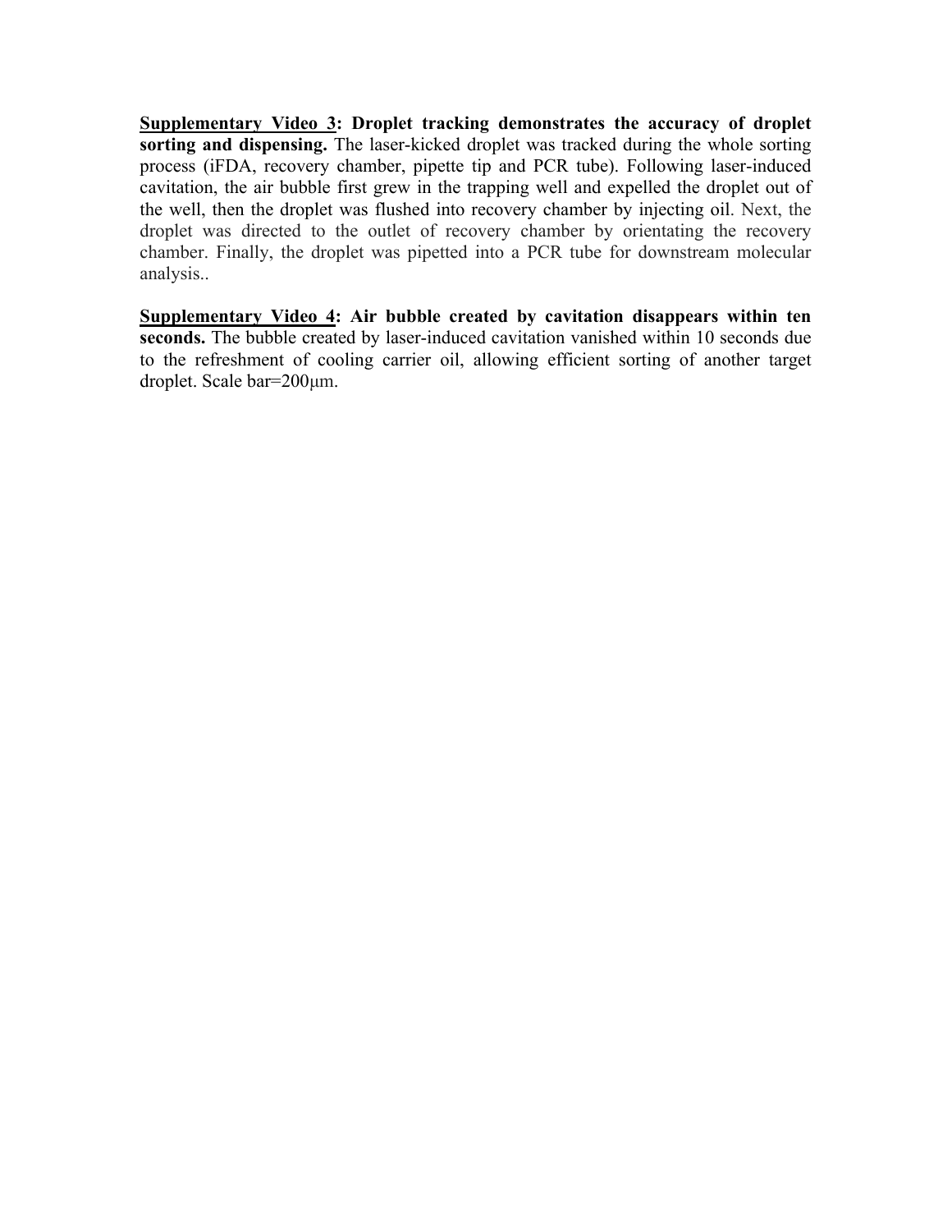**Supplementary Video 3: Droplet tracking demonstrates the accuracy of droplet sorting and dispensing.** The laser-kicked droplet was tracked during the whole sorting process (iFDA, recovery chamber, pipette tip and PCR tube). Following laser-induced cavitation, the air bubble first grew in the trapping well and expelled the droplet out of the well, then the droplet was flushed into recovery chamber by injecting oil. Next, the droplet was directed to the outlet of recovery chamber by orientating the recovery chamber. Finally, the droplet was pipetted into a PCR tube for downstream molecular analysis..

**Supplementary Video 4: Air bubble created by cavitation disappears within ten seconds.** The bubble created by laser-induced cavitation vanished within 10 seconds due to the refreshment of cooling carrier oil, allowing efficient sorting of another target droplet. Scale bar=200μm.